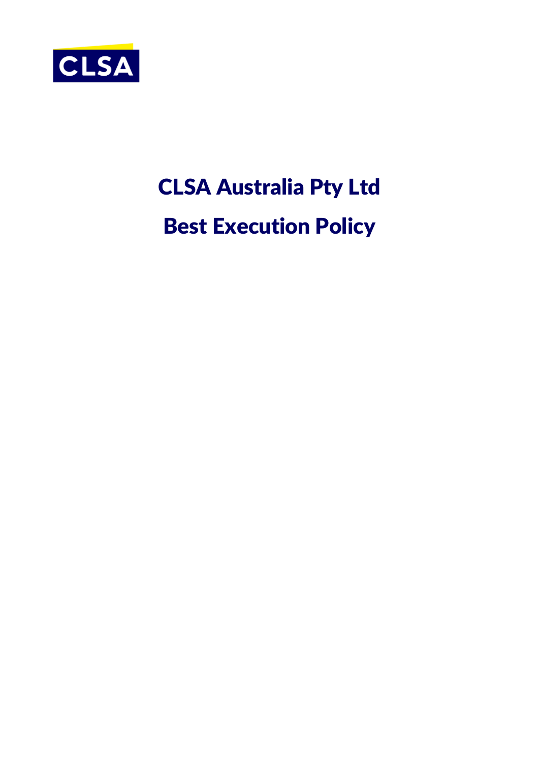CLSA

# CLSA Australia Pty Ltd

# Best Execution Policy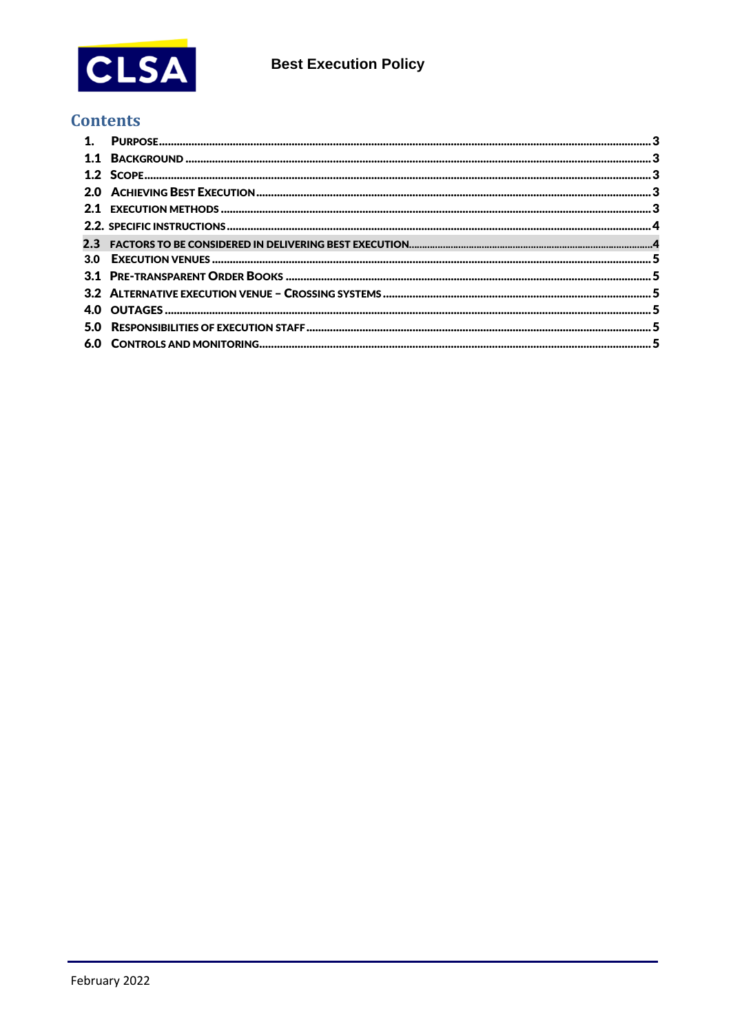## Contents

- **1. PURPOSE** ........ 3
- **1.1 BACKGROUND** ........ 3
- **1.2 SCOPE** ........ 3
- **2.0 ACHIEVING BEST EXECUTION** ........ 3
- **2.1 EXECUTION METHODS** ........ 3
- **2.2. SPECIFIC INSTRUCTIONS** ........ 4
- **2.3 FACTORS TO BE CONSIDERED IN DELIVERING BEST EXECUTION** ........ 4
- **3.0 EXECUTION VENUES** ........ 5
- **3.1 PRE-TRANSPARENT ORDER BOOKS** ........ 5
- **3.2 ALTERNATIVE EXECUTION VENUE – CROSSING SYSTEMS** ........ 5
- **4.0 OUTAGES** ........ 5
- **5.0 RESPONSIBILITIES OF EXECUTION STAFF** ........ 5
- **6.0 CONTROLS AND MONITORING** ........ 5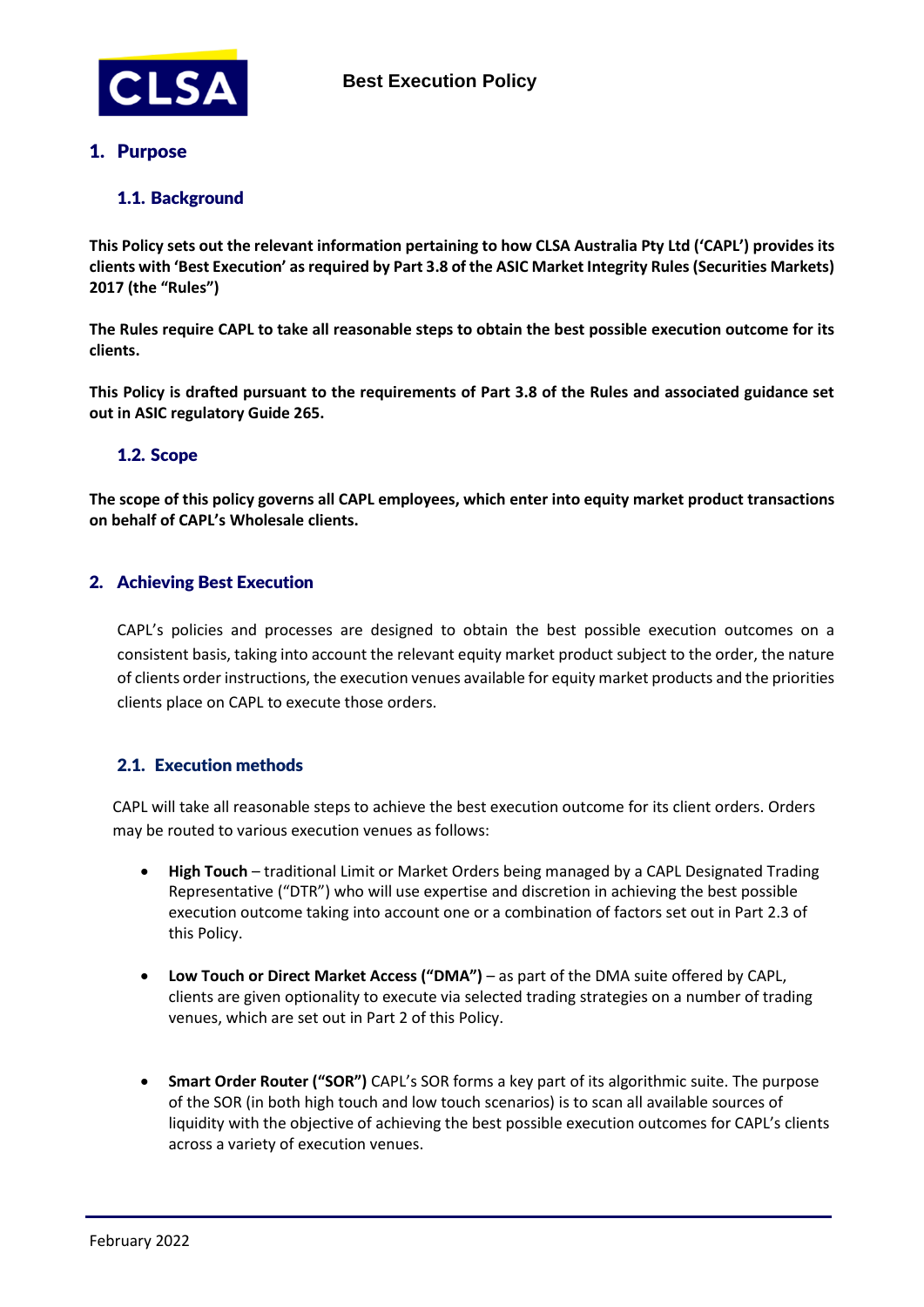## 1. Purpose

### 1.1. Background

**This Policy sets out the relevant information pertaining to how CLSA Australia Pty Ltd ('CAPL') provides its clients with 'Best Execution' as required by Part 3.8 of the ASIC Market Integrity Rules (Securities Markets) 2017 (the "Rules")**

**The Rules require CAPL to take all reasonable steps to obtain the best possible execution outcome for its clients.**

**This Policy is drafted pursuant to the requirements of Part 3.8 of the Rules and associated guidance set out in ASIC regulatory Guide 265.**

### 1.2. Scope

**The scope of this policy governs all CAPL employees, which enter into equity market product transactions on behalf of CAPL's Wholesale clients.**

## 2. Achieving Best Execution

CAPL's policies and processes are designed to obtain the best possible execution outcomes on a consistent basis, taking into account the relevant equity market product subject to the order, the nature of clients order instructions, the execution venues available for equity market products and the priorities clients place on CAPL to execute those orders.

### 2.1. Execution methods

CAPL will take all reasonable steps to achieve the best execution outcome for its client orders. Orders may be routed to various execution venues as follows:

- **High Touch** – traditional Limit or Market Orders being managed by a CAPL Designated Trading Representative ("DTR") who will use expertise and discretion in achieving the best possible execution outcome taking into account one or a combination of factors set out in Part 2.3 of this Policy.
- **Low Touch or Direct Market Access ("DMA")** – as part of the DMA suite offered by CAPL, clients are given optionality to execute via selected trading strategies on a number of trading venues, which are set out in Part 2 of this Policy.
- **Smart Order Router ("SOR")** CAPL's SOR forms a key part of its algorithmic suite. The purpose of the SOR (in both high touch and low touch scenarios) is to scan all available sources of liquidity with the objective of achieving the best possible execution outcomes for CAPL's clients across a variety of execution venues.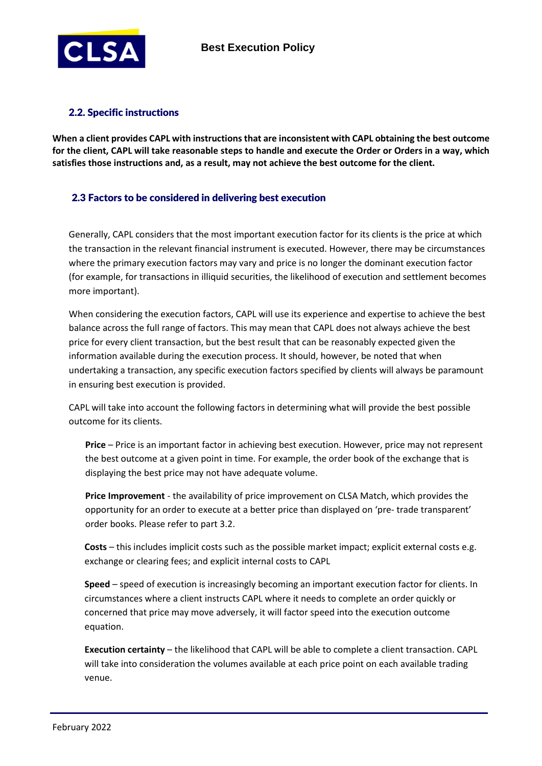## 2.2. Specific instructions

**When a client provides CAPL with instructions that are inconsistent with CAPL obtaining the best outcome for the client, CAPL will take reasonable steps to handle and execute the Order or Orders in a way, which satisfies those instructions and, as a result, may not achieve the best outcome for the client.**

## 2.3 Factors to be considered in delivering best execution

Generally, CAPL considers that the most important execution factor for its clients is the price at which the transaction in the relevant financial instrument is executed. However, there may be circumstances where the primary execution factors may vary and price is no longer the dominant execution factor (for example, for transactions in illiquid securities, the likelihood of execution and settlement becomes more important).

When considering the execution factors, CAPL will use its experience and expertise to achieve the best balance across the full range of factors. This may mean that CAPL does not always achieve the best price for every client transaction, but the best result that can be reasonably expected given the information available during the execution process. It should, however, be noted that when undertaking a transaction, any specific execution factors specified by clients will always be paramount in ensuring best execution is provided.

CAPL will take into account the following factors in determining what will provide the best possible outcome for its clients.

**Price** – Price is an important factor in achieving best execution. However, price may not represent the best outcome at a given point in time. For example, the order book of the exchange that is displaying the best price may not have adequate volume.

**Price Improvement** - the availability of price improvement on CLSA Match, which provides the opportunity for an order to execute at a better price than displayed on 'pre- trade transparent' order books. Please refer to part 3.2.

**Costs** – this includes implicit costs such as the possible market impact; explicit external costs e.g. exchange or clearing fees; and explicit internal costs to CAPL

**Speed** – speed of execution is increasingly becoming an important execution factor for clients. In circumstances where a client instructs CAPL where it needs to complete an order quickly or concerned that price may move adversely, it will factor speed into the execution outcome equation.

**Execution certainty** – the likelihood that CAPL will be able to complete a client transaction. CAPL will take into consideration the volumes available at each price point on each available trading venue.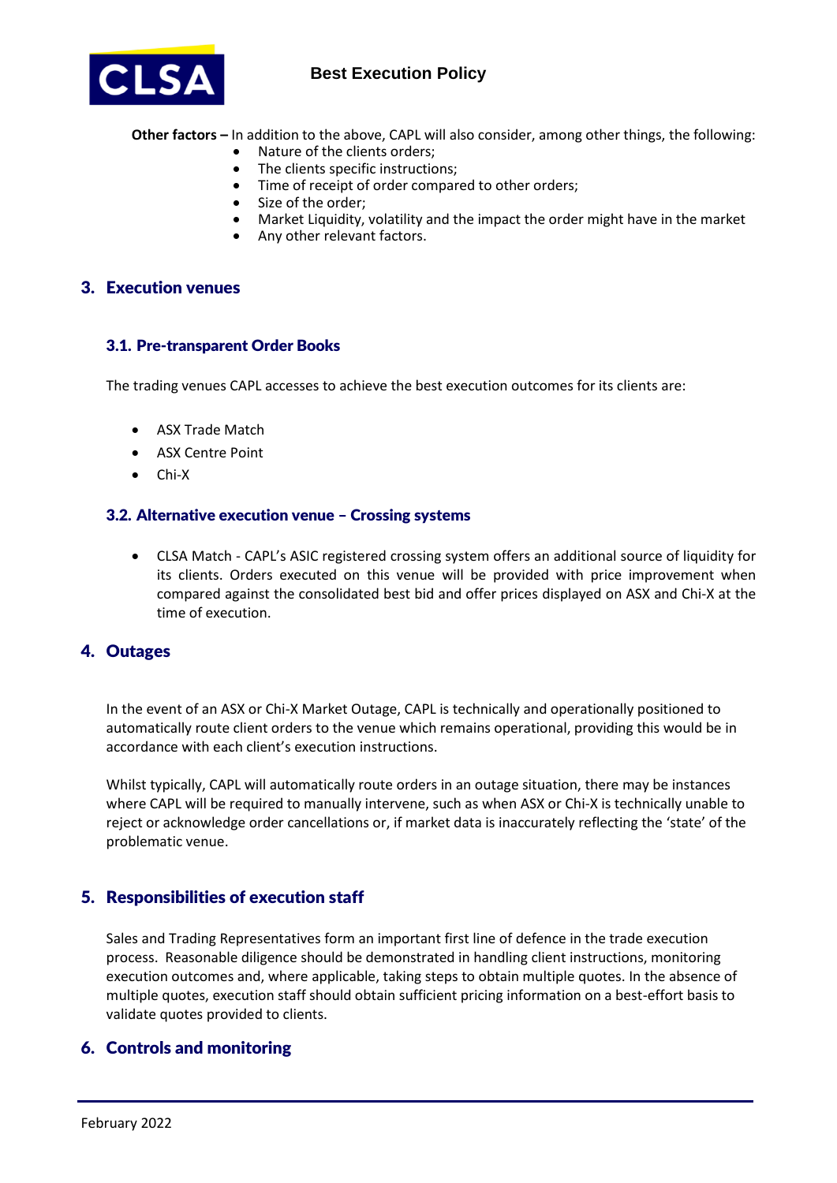**Other factors –** In addition to the above, CAPL will also consider, among other things, the following:

- Nature of the clients orders;
- The clients specific instructions;
- Time of receipt of order compared to other orders;
- Size of the order;
- Market Liquidity, volatility and the impact the order might have in the market
- Any other relevant factors.

## 3. Execution venues

### 3.1. Pre-transparent Order Books

The trading venues CAPL accesses to achieve the best execution outcomes for its clients are:

- ASX Trade Match
- ASX Centre Point
- Chi-X

### 3.2. Alternative execution venue – Crossing systems

- CLSA Match - CAPL's ASIC registered crossing system offers an additional source of liquidity for its clients. Orders executed on this venue will be provided with price improvement when compared against the consolidated best bid and offer prices displayed on ASX and Chi-X at the time of execution.

## 4. Outages

In the event of an ASX or Chi-X Market Outage, CAPL is technically and operationally positioned to automatically route client orders to the venue which remains operational, providing this would be in accordance with each client's execution instructions.

Whilst typically, CAPL will automatically route orders in an outage situation, there may be instances where CAPL will be required to manually intervene, such as when ASX or Chi-X is technically unable to reject or acknowledge order cancellations or, if market data is inaccurately reflecting the 'state' of the problematic venue.

## 5. Responsibilities of execution staff

Sales and Trading Representatives form an important first line of defence in the trade execution process. Reasonable diligence should be demonstrated in handling client instructions, monitoring execution outcomes and, where applicable, taking steps to obtain multiple quotes. In the absence of multiple quotes, execution staff should obtain sufficient pricing information on a best-effort basis to validate quotes provided to clients.

## 6. Controls and monitoring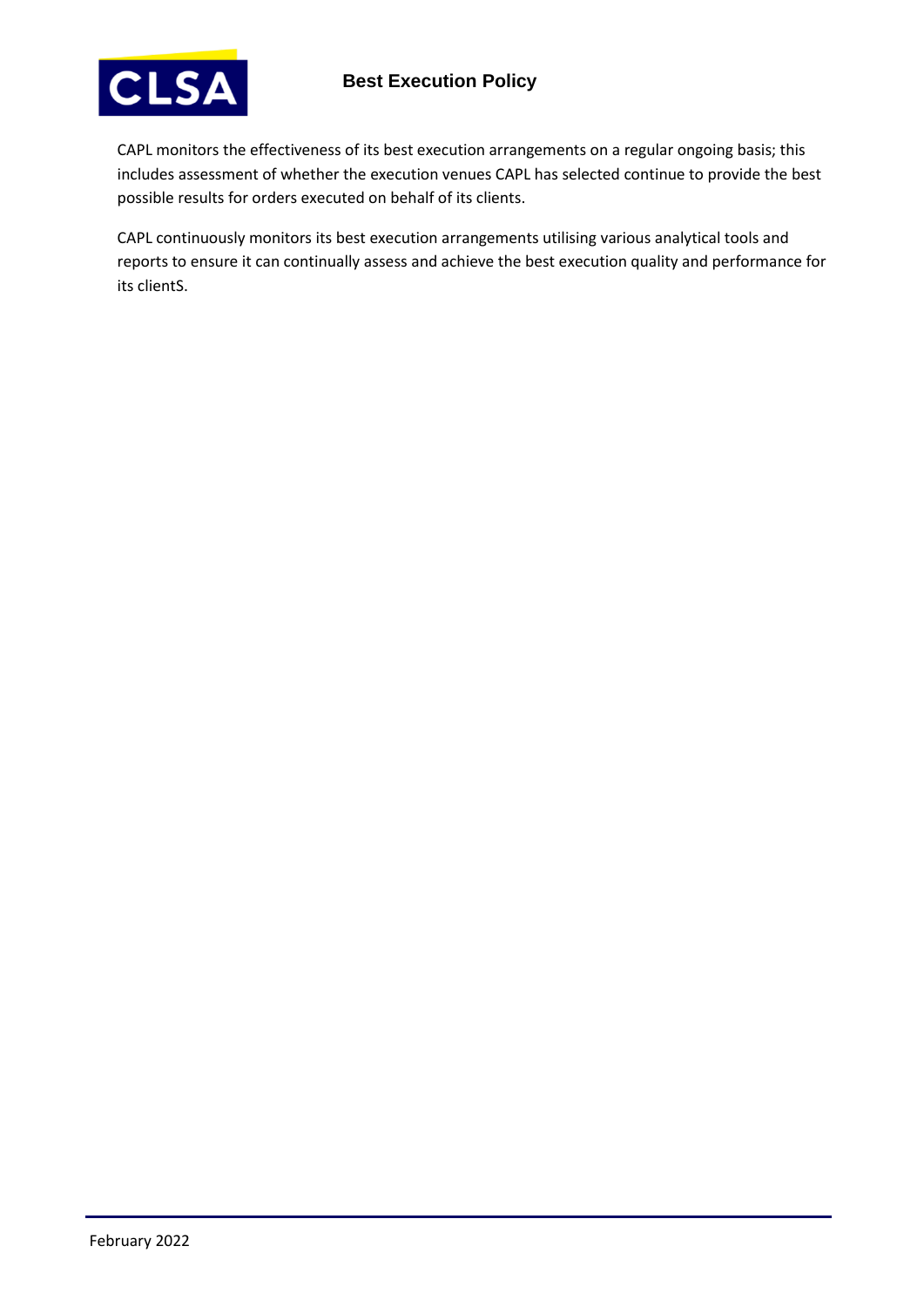CAPL monitors the effectiveness of its best execution arrangements on a regular ongoing basis; this includes assessment of whether the execution venues CAPL has selected continue to provide the best possible results for orders executed on behalf of its clients.

CAPL continuously monitors its best execution arrangements utilising various analytical tools and reports to ensure it can continually assess and achieve the best execution quality and performance for its clientS.